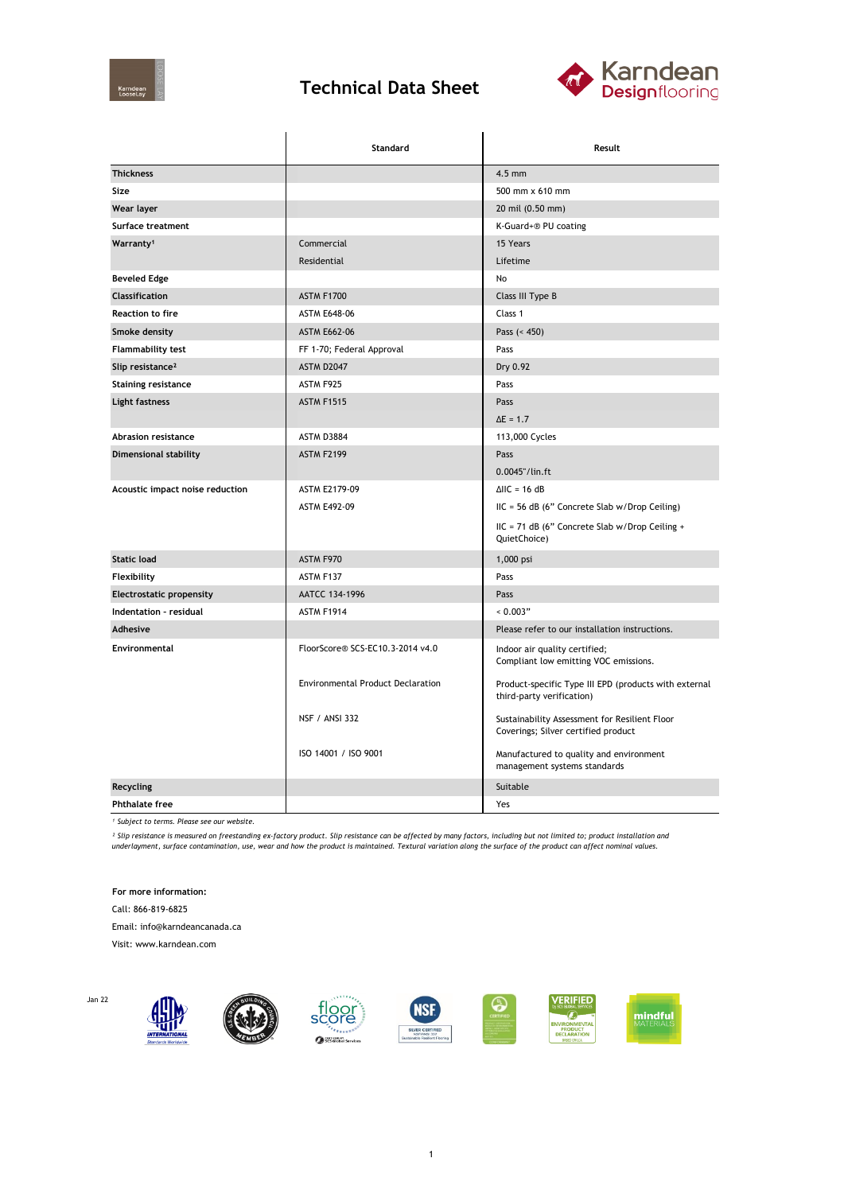# Technical Data Sheet

| | Standard | Result |
|---|---|---|
| **Thickness** | | 4.5 mm |
| **Size** | | 500 mm x 610 mm |
| **Wear layer** | | 20 mil (0.50 mm) |
| **Surface treatment** | | K-Guard+® PU coating |
| **Warranty[1]** | Commercial | 15 Years |
| | Residential | Lifetime |
| **Beveled Edge** | | No |
| **Classification** | ASTM F1700 | Class III Type B |
| **Reaction to fire** | ASTM E648-06 | Class 1 |
| **Smoke density** | ASTM E662-06 | Pass (< 450) |
| **Flammability test** | FF 1-70; Federal Approval | Pass |
| **Slip resistance[2]** | ASTM D2047 | Dry 0.92 |
| **Staining resistance** | ASTM F925 | Pass |
| **Light fastness** | ASTM F1515 | Pass |
| | | ΔE = 1.7 |
| **Abrasion resistance** | ASTM D3884 | 113,000 Cycles |
| **Dimensional stability** | ASTM F2199 | Pass |
| | | 0.0045"/lin.ft |
| **Acoustic impact noise reduction** | ASTM E2179-09 | ΔIIC = 16 dB |
| | ASTM E492-09 | IIC = 56 dB (6" Concrete Slab w/Drop Ceiling) |
| | | IIC = 71 dB (6" Concrete Slab w/Drop Ceiling + QuietChoice) |
| **Static load** | ASTM F970 | 1,000 psi |
| **Flexibility** | ASTM F137 | Pass |
| **Electrostatic propensity** | AATCC 134-1996 | Pass |
| **Indentation - residual** | ASTM F1914 | < 0.003" |
| **Adhesive** | | Please refer to our installation instructions. |
| **Environmental** | FloorScore® SCS-EC10.3-2014 v4.0 | Indoor air quality certified; Compliant low emitting VOC emissions. |
| | Environmental Product Declaration | Product-specific Type III EPD (products with external third-party verification) |
| | NSF / ANSI 332 | Sustainability Assessment for Resilient Floor Coverings; Silver certified product |
| | ISO 14001 / ISO 9001 | Manufactured to quality and environment management systems standards |
| **Recycling** | | Suitable |
| **Phthalate free** | | Yes |

*[1] Subject to terms. Please see our website.*

*[2] Slip resistance is measured on freestanding ex-factory product. Slip resistance can be affected by many factors, including but not limited to; product installation and underlayment, surface contamination, use, wear and how the product is maintained. Textural variation along the surface of the product can affect nominal values.*

**For more information:**

Call: 866-819-6825

Email: info@karndeancanada.ca

Visit: www.karndean.com

Jan 22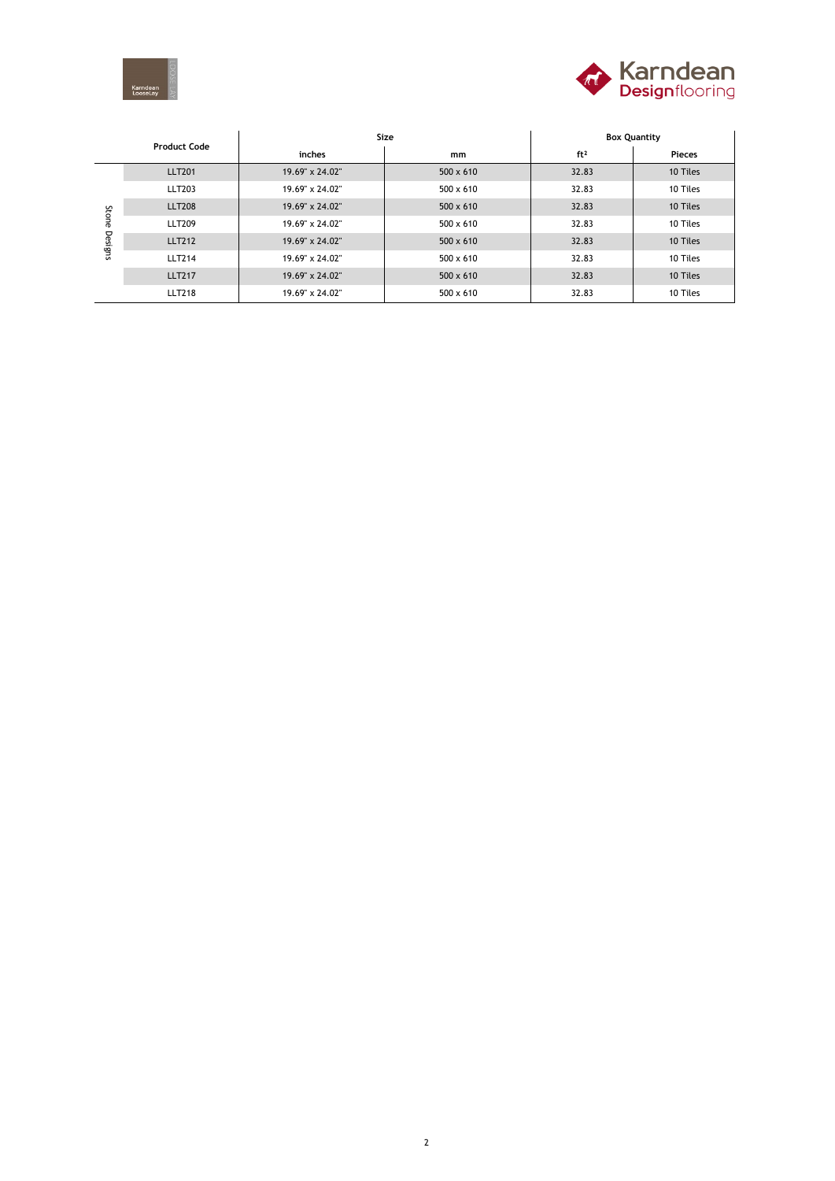| Product Code | | Size | | Box Quantity | |
|---|---|---|---|---|---|
| | | inches | mm | ft² | Pieces |
| Stone Designs | LLT201 | 19.69" x 24.02" | 500 x 610 | 32.83 | 10 Tiles |
| | LLT203 | 19.69" x 24.02" | 500 x 610 | 32.83 | 10 Tiles |
| | LLT208 | 19.69" x 24.02" | 500 x 610 | 32.83 | 10 Tiles |
| | LLT209 | 19.69" x 24.02" | 500 x 610 | 32.83 | 10 Tiles |
| | LLT212 | 19.69" x 24.02" | 500 x 610 | 32.83 | 10 Tiles |
| | LLT214 | 19.69" x 24.02" | 500 x 610 | 32.83 | 10 Tiles |
| | LLT217 | 19.69" x 24.02" | 500 x 610 | 32.83 | 10 Tiles |
| | LLT218 | 19.69" x 24.02" | 500 x 610 | 32.83 | 10 Tiles |